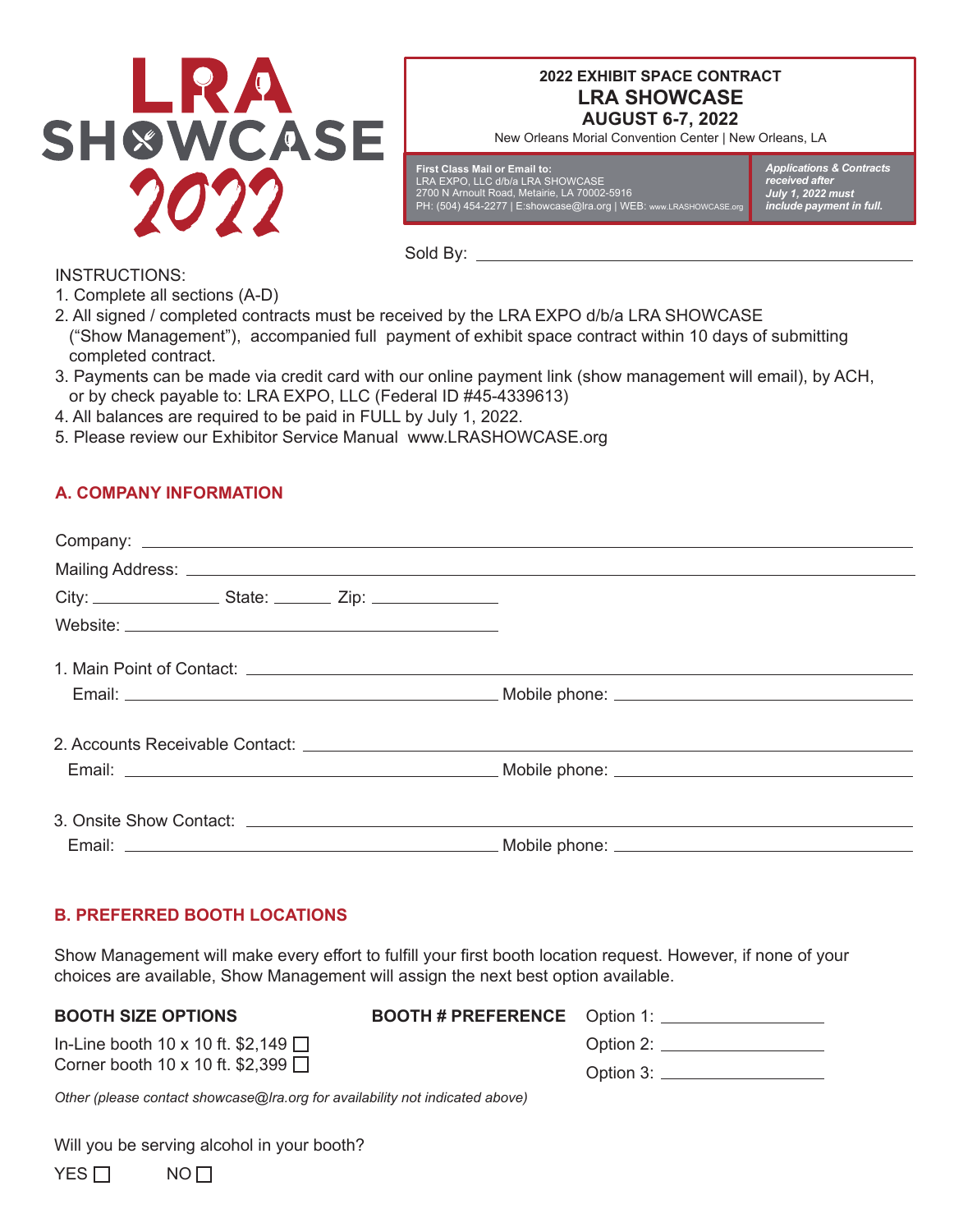# LRA SHOWCASE 2022

**2022 EXHIBIT SPACE CONTRACT**
**LRA SHOWCASE**
**AUGUST 6-7, 2022**
New Orleans Morial Convention Center | New Orleans, LA

**First Class Mail or Email to:**
LRA EXPO, LLC d/b/a LRA SHOWCASE
2700 N Arnoult Road, Metairie, LA 70002-5916
PH: (504) 454-2277 | E:showcase@lra.org | WEB: www.LRASHOWCASE.org

***Applications & Contracts received after July 1, 2022 must include payment in full.***

Sold By: ______________________________

INSTRUCTIONS:

1. Complete all sections (A-D)
2. All signed / completed contracts must be received by the LRA EXPO d/b/a LRA SHOWCASE ("Show Management"), accompanied full payment of exhibit space contract within 10 days of submitting completed contract.
3. Payments can be made via credit card with our online payment link (show management will email), by ACH, or by check payable to: LRA EXPO, LLC (Federal ID #45-4339613)
4. All balances are required to be paid in FULL by July 1, 2022.
5. Please review our Exhibitor Service Manual www.LRASHOWCASE.org

## A. COMPANY INFORMATION

Company: ______________________________

Mailing Address: ______________________________

City: ______________ State: ________ Zip: ______________

Website: ______________________________

1. Main Point of Contact: ______________________________
   Email: ______________________________ Mobile phone: ______________________________

2. Accounts Receivable Contact: ______________________________
   Email: ______________________________ Mobile phone: ______________________________

3. Onsite Show Contact: ______________________________
   Email: ______________________________ Mobile phone: ______________________________

## B. PREFERRED BOOTH LOCATIONS

Show Management will make every effort to fulfill your first booth location request. However, if none of your choices are available, Show Management will assign the next best option available.

**BOOTH SIZE OPTIONS**

In-Line booth 10 x 10 ft. $2,149 ☐
Corner booth 10 x 10 ft. $2,399 ☐

**BOOTH # PREFERENCE**

Option 1: ______________
Option 2: ______________
Option 3: ______________

*Other (please contact showcase@lra.org for availability not indicated above)*

Will you be serving alcohol in your booth?

YES ☐ NO ☐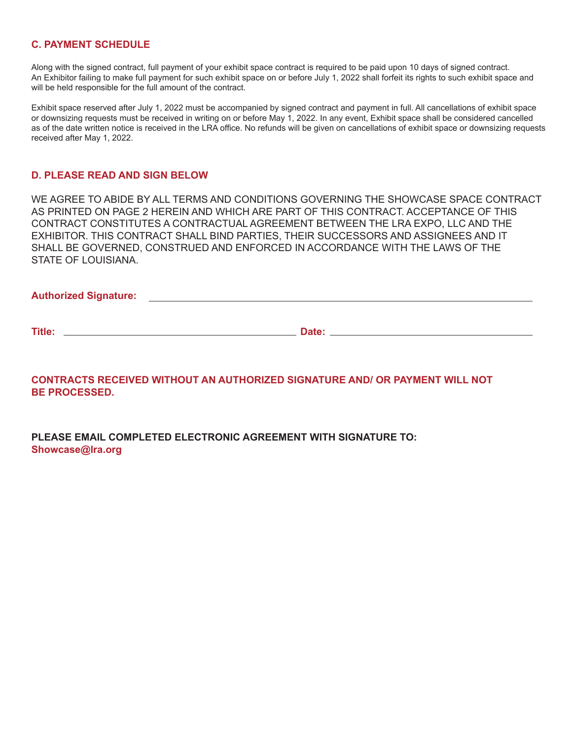## C. PAYMENT SCHEDULE

Along with the signed contract, full payment of your exhibit space contract is required to be paid upon 10 days of signed contract. An Exhibitor failing to make full payment for such exhibit space on or before July 1, 2022 shall forfeit its rights to such exhibit space and will be held responsible for the full amount of the contract.

Exhibit space reserved after July 1, 2022 must be accompanied by signed contract and payment in full. All cancellations of exhibit space or downsizing requests must be received in writing on or before May 1, 2022. In any event, Exhibit space shall be considered cancelled as of the date written notice is received in the LRA office. No refunds will be given on cancellations of exhibit space or downsizing requests received after May 1, 2022.

## D. PLEASE READ AND SIGN BELOW

WE AGREE TO ABIDE BY ALL TERMS AND CONDITIONS GOVERNING THE SHOWCASE SPACE CONTRACT AS PRINTED ON PAGE 2 HEREIN AND WHICH ARE PART OF THIS CONTRACT. ACCEPTANCE OF THIS CONTRACT CONSTITUTES A CONTRACTUAL AGREEMENT BETWEEN THE LRA EXPO, LLC AND THE EXHIBITOR. THIS CONTRACT SHALL BIND PARTIES, THEIR SUCCESSORS AND ASSIGNEES AND IT SHALL BE GOVERNED, CONSTRUED AND ENFORCED IN ACCORDANCE WITH THE LAWS OF THE STATE OF LOUISIANA.

**Authorized Signature:** ______________________________________________

**Title:** ______________________________ **Date:** ______________________________

**CONTRACTS RECEIVED WITHOUT AN AUTHORIZED SIGNATURE AND/ OR PAYMENT WILL NOT BE PROCESSED.**

**PLEASE EMAIL COMPLETED ELECTRONIC AGREEMENT WITH SIGNATURE TO:**
**Showcase@lra.org**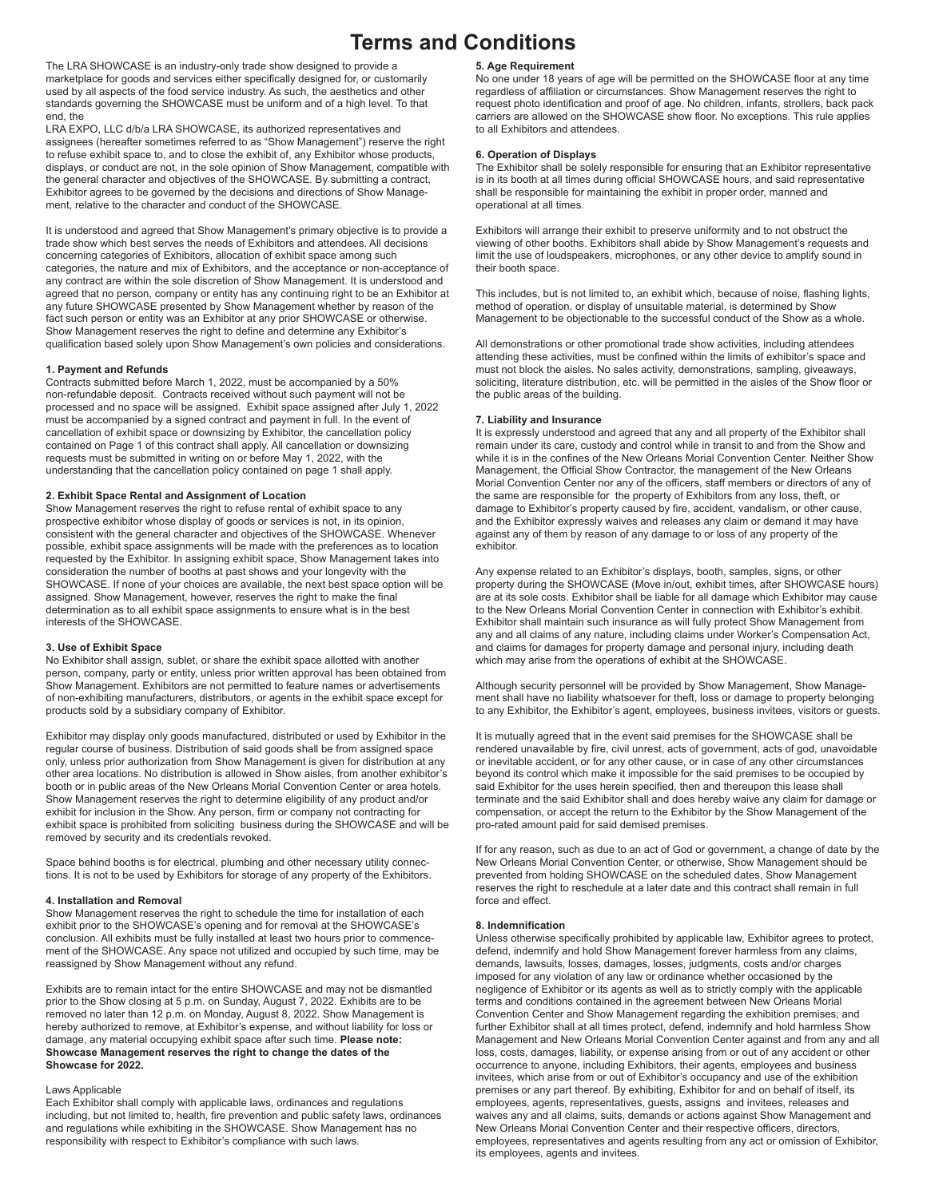# Terms and Conditions

The LRA SHOWCASE is an industry-only trade show designed to provide a marketplace for goods and services either specifically designed for, or customarily used by all aspects of the food service industry. As such, the aesthetics and other standards governing the SHOWCASE must be uniform and of a high level. To that end, the

LRA EXPO, LLC d/b/a LRA SHOWCASE, its authorized representatives and assignees (hereafter sometimes referred to as "Show Management") reserve the right to refuse exhibit space to, and to close the exhibit of, any Exhibitor whose products, displays, or conduct are not, in the sole opinion of Show Management, compatible with the general character and objectives of the SHOWCASE. By submitting a contract, Exhibitor agrees to be governed by the decisions and directions of Show Management, relative to the character and conduct of the SHOWCASE.

It is understood and agreed that Show Management's primary objective is to provide a trade show which best serves the needs of Exhibitors and attendees. All decisions concerning categories of Exhibitors, allocation of exhibit space among such categories, the nature and mix of Exhibitors, and the acceptance or non-acceptance of any contract are within the sole discretion of Show Management. It is understood and agreed that no person, company or entity has any continuing right to be an Exhibitor at any future SHOWCASE presented by Show Management whether by reason of the fact such person or entity was an Exhibitor at any prior SHOWCASE or otherwise. Show Management reserves the right to define and determine any Exhibitor's qualification based solely upon Show Management's own policies and considerations.

**1. Payment and Refunds**

Contracts submitted before March 1, 2022, must be accompanied by a 50% non-refundable deposit. Contracts received without such payment will not be processed and no space will be assigned. Exhibit space assigned after July 1, 2022 must be accompanied by a signed contract and payment in full. In the event of cancellation of exhibit space or downsizing by Exhibitor, the cancellation policy contained on Page 1 of this contract shall apply. All cancellation or downsizing requests must be submitted in writing on or before May 1, 2022, with the understanding that the cancellation policy contained on page 1 shall apply.

**2. Exhibit Space Rental and Assignment of Location**

Show Management reserves the right to refuse rental of exhibit space to any prospective exhibitor whose display of goods or services is not, in its opinion, consistent with the general character and objectives of the SHOWCASE. Whenever possible, exhibit space assignments will be made with the preferences as to location requested by the Exhibitor. In assigning exhibit space, Show Management takes into consideration the number of booths at past shows and your longevity with the SHOWCASE. If none of your choices are available, the next best space option will be assigned. Show Management, however, reserves the right to make the final determination as to all exhibit space assignments to ensure what is in the best interests of the SHOWCASE.

**3. Use of Exhibit Space**

No Exhibitor shall assign, sublet, or share the exhibit space allotted with another person, company, party or entity, unless prior written approval has been obtained from Show Management. Exhibitors are not permitted to feature names or advertisements of non-exhibiting manufacturers, distributors, or agents in the exhibit space except for products sold by a subsidiary company of Exhibitor.

Exhibitor may display only goods manufactured, distributed or used by Exhibitor in the regular course of business. Distribution of said goods shall be from assigned space only, unless prior authorization from Show Management is given for distribution at any other area locations. No distribution is allowed in Show aisles, from another exhibitor's booth or in public areas of the New Orleans Morial Convention Center or area hotels. Show Management reserves the right to determine eligibility of any product and/or exhibit for inclusion in the Show. Any person, firm or company not contracting for exhibit space is prohibited from soliciting business during the SHOWCASE and will be removed by security and its credentials revoked.

Space behind booths is for electrical, plumbing and other necessary utility connections. It is not to be used by Exhibitors for storage of any property of the Exhibitors.

**4. Installation and Removal**

Show Management reserves the right to schedule the time for installation of each exhibit prior to the SHOWCASE's opening and for removal at the SHOWCASE's conclusion. All exhibits must be fully installed at least two hours prior to commencement of the SHOWCASE. Any space not utilized and occupied by such time, may be reassigned by Show Management without any refund.

Exhibits are to remain intact for the entire SHOWCASE and may not be dismantled prior to the Show closing at 5 p.m. on Sunday, August 7, 2022. Exhibits are to be removed no later than 12 p.m. on Monday, August 8, 2022. Show Management is hereby authorized to remove, at Exhibitor's expense, and without liability for loss or damage, any material occupying exhibit space after such time. **Please note: Showcase Management reserves the right to change the dates of the Showcase for 2022.**

Laws Applicable

Each Exhibitor shall comply with applicable laws, ordinances and regulations including, but not limited to, health, fire prevention and public safety laws, ordinances and regulations while exhibiting in the SHOWCASE. Show Management has no responsibility with respect to Exhibitor's compliance with such laws.

**5. Age Requirement**

No one under 18 years of age will be permitted on the SHOWCASE floor at any time regardless of affiliation or circumstances. Show Management reserves the right to request photo identification and proof of age. No children, infants, strollers, back pack carriers are allowed on the SHOWCASE show floor. No exceptions. This rule applies to all Exhibitors and attendees.

**6. Operation of Displays**

The Exhibitor shall be solely responsible for ensuring that an Exhibitor representative is in its booth at all times during official SHOWCASE hours, and said representative shall be responsible for maintaining the exhibit in proper order, manned and operational at all times.

Exhibitors will arrange their exhibit to preserve uniformity and to not obstruct the viewing of other booths. Exhibitors shall abide by Show Management's requests and limit the use of loudspeakers, microphones, or any other device to amplify sound in their booth space.

This includes, but is not limited to, an exhibit which, because of noise, flashing lights, method of operation, or display of unsuitable material, is determined by Show Management to be objectionable to the successful conduct of the Show as a whole.

All demonstrations or other promotional trade show activities, including attendees attending these activities, must be confined within the limits of exhibitor's space and must not block the aisles. No sales activity, demonstrations, sampling, giveaways, soliciting, literature distribution, etc. will be permitted in the aisles of the Show floor or the public areas of the building.

**7. Liability and Insurance**

It is expressly understood and agreed that any and all property of the Exhibitor shall remain under its care, custody and control while in transit to and from the Show and while it is in the confines of the New Orleans Morial Convention Center. Neither Show Management, the Official Show Contractor, the management of the New Orleans Morial Convention Center nor any of the officers, staff members or directors of any of the same are responsible for the property of Exhibitors from any loss, theft, or damage to Exhibitor's property caused by fire, accident, vandalism, or other cause, and the Exhibitor expressly waives and releases any claim or demand it may have against any of them by reason of any damage to or loss of any property of the exhibitor.

Any expense related to an Exhibitor's displays, booth, samples, signs, or other property during the SHOWCASE (Move in/out, exhibit times, after SHOWCASE hours) are at its sole costs. Exhibitor shall be liable for all damage which Exhibitor may cause to the New Orleans Morial Convention Center in connection with Exhibitor's exhibit. Exhibitor shall maintain such insurance as will fully protect Show Management from any and all claims of any nature, including claims under Worker's Compensation Act, and claims for damages for property damage and personal injury, including death which may arise from the operations of exhibit at the SHOWCASE.

Although security personnel will be provided by Show Management, Show Management shall have no liability whatsoever for theft, loss or damage to property belonging to any Exhibitor, the Exhibitor's agent, employees, business invitees, visitors or guests.

It is mutually agreed that in the event said premises for the SHOWCASE shall be rendered unavailable by fire, civil unrest, acts of government, acts of god, unavoidable or inevitable accident, or for any other cause, or in case of any other circumstances beyond its control which make it impossible for the said premises to be occupied by said Exhibitor for the uses herein specified, then and thereupon this lease shall terminate and the said Exhibitor shall and does hereby waive any claim for damage or compensation, or accept the return to the Exhibitor by the Show Management of the pro-rated amount paid for said demised premises.

If for any reason, such as due to an act of God or government, a change of date by the New Orleans Morial Convention Center, or otherwise, Show Management should be prevented from holding SHOWCASE on the scheduled dates, Show Management reserves the right to reschedule at a later date and this contract shall remain in full force and effect.

**8. Indemnification**

Unless otherwise specifically prohibited by applicable law, Exhibitor agrees to protect, defend, indemnify and hold Show Management forever harmless from any claims, demands, lawsuits, losses, damages, losses, judgments, costs and/or charges imposed for any violation of any law or ordinance whether occasioned by the negligence of Exhibitor or its agents as well as to strictly comply with the applicable terms and conditions contained in the agreement between New Orleans Morial Convention Center and Show Management regarding the exhibition premises; and further Exhibitor shall at all times protect, defend, indemnify and hold harmless Show Management and New Orleans Morial Convention Center against and from any and all loss, costs, damages, liability, or expense arising from or out of any accident or other occurrence to anyone, including Exhibitors, their agents, employees and business invitees, which arise from or out of Exhibitor's occupancy and use of the exhibition premises or any part thereof. By exhibiting, Exhibitor for and on behalf of itself, its employees, agents, representatives, guests, assigns and invitees, releases and waives any and all claims, suits, demands or actions against Show Management and New Orleans Morial Convention Center and their respective officers, directors, employees, representatives and agents resulting from any act or omission of Exhibitor, its employees, agents and invitees.